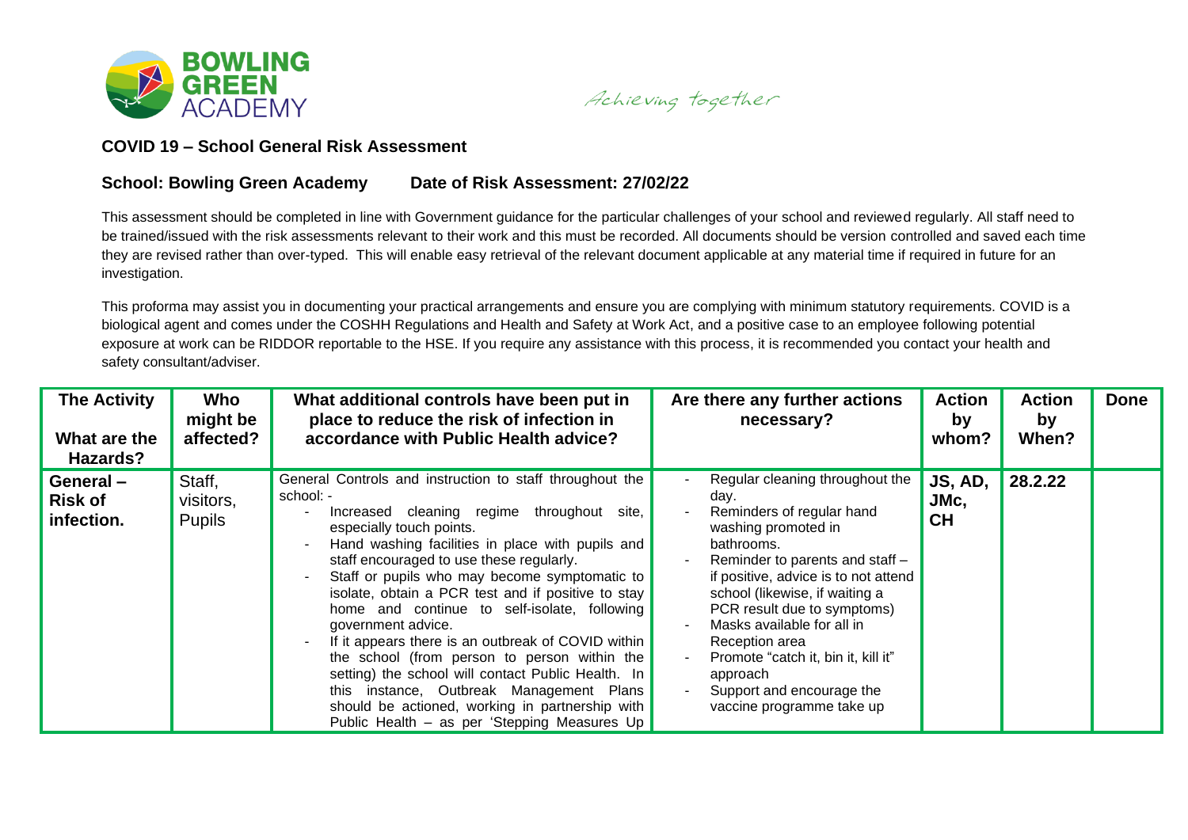BOWLING GREEN ACADEMY

*Achieving together*

## COVID 19 – School General Risk Assessment

**School: Bowling Green Academy    Date of Risk Assessment: 27/02/22**

This assessment should be completed in line with Government guidance for the particular challenges of your school and reviewed regularly. All staff need to be trained/issued with the risk assessments relevant to their work and this must be recorded. All documents should be version controlled and saved each time they are revised rather than over-typed. This will enable easy retrieval of the relevant document applicable at any material time if required in future for an investigation.

This proforma may assist you in documenting your practical arrangements and ensure you are complying with minimum statutory requirements. COVID is a biological agent and comes under the COSHH Regulations and Health and Safety at Work Act, and a positive case to an employee following potential exposure at work can be RIDDOR reportable to the HSE. If you require any assistance with this process, it is recommended you contact your health and safety consultant/adviser.

| The Activity<br><br>What are the Hazards? | Who might be affected? | What additional controls have been put in place to reduce the risk of infection in accordance with Public Health advice? | Are there any further actions necessary? | Action by whom? | Action by When? | Done |
|---|---|---|---|---|---|---|
| **General – Risk of infection.** | Staff, visitors, Pupils | General Controls and instruction to staff throughout the school: -<br>- Increased cleaning regime throughout site, especially touch points.<br>- Hand washing facilities in place with pupils and staff encouraged to use these regularly.<br>- Staff or pupils who may become symptomatic to isolate, obtain a PCR test and if positive to stay home and continue to self-isolate, following government advice.<br>- If it appears there is an outbreak of COVID within the school (from person to person within the setting) the school will contact Public Health. In this instance, Outbreak Management Plans should be actioned, working in partnership with Public Health – as per 'Stepping Measures Up | - Regular cleaning throughout the day.<br>- Reminders of regular hand washing promoted in bathrooms.<br>- Reminder to parents and staff – if positive, advice is to not attend school (likewise, if waiting a PCR result due to symptoms)<br>- Masks available for all in Reception area<br>- Promote "catch it, bin it, kill it" approach<br>- Support and encourage the vaccine programme take up | **JS, AD, JMc, CH** | **28.2.22** | |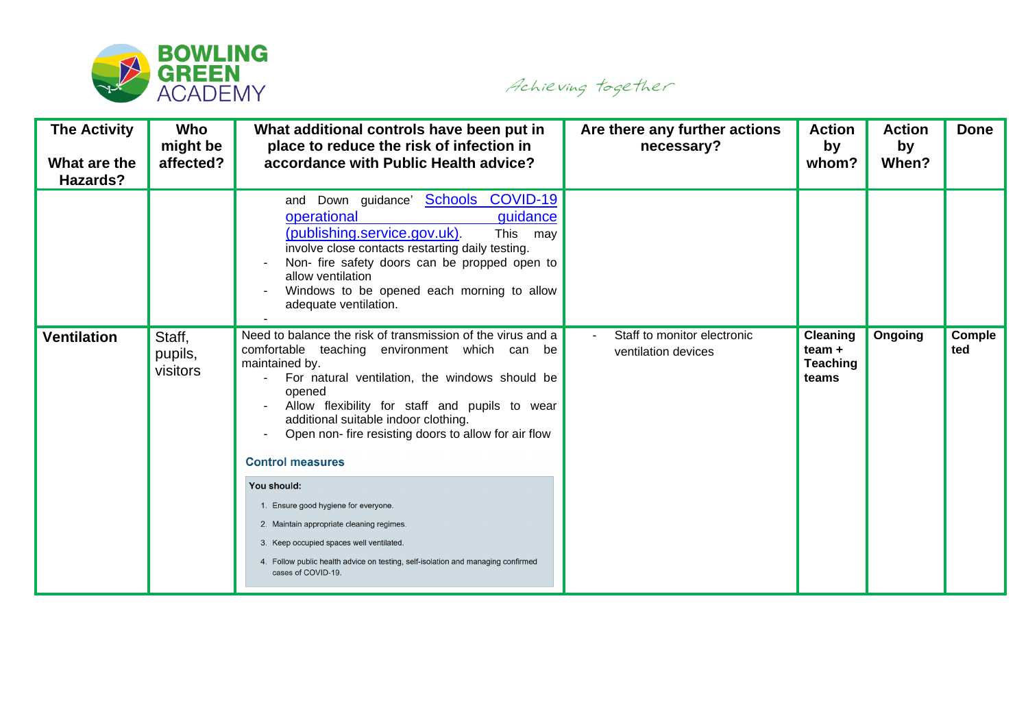| The Activity<br><br>What are the Hazards? | Who might be affected? | What additional controls have been put in place to reduce the risk of infection in accordance with Public Health advice? | Are there any further actions necessary? | Action by whom? | Action by When? | Done |
|---|---|---|---|---|---|---|
| | | and Down guidance' [Schools COVID-19 operational guidance (publishing.service.gov.uk)](publishing.service.gov.uk). This may involve close contacts restarting daily testing.<br>- Non- fire safety doors can be propped open to allow ventilation<br>- Windows to be opened each morning to allow adequate ventilation.<br>- | | | | |
| **Ventilation** | Staff, pupils, visitors | Need to balance the risk of transmission of the virus and a comfortable teaching environment which can be maintained by.<br>- For natural ventilation, the windows should be opened<br>- Allow flexibility for staff and pupils to wear additional suitable indoor clothing.<br>- Open non- fire resisting doors to allow for air flow<br><br>**Control measures**<br><br>**You should:**<br>1. Ensure good hygiene for everyone.<br>2. Maintain appropriate cleaning regimes.<br>3. Keep occupied spaces well ventilated.<br>4. Follow public health advice on testing, self-isolation and managing confirmed cases of COVID-19. | - Staff to monitor electronic ventilation devices | **Cleaning team + Teaching teams** | **Ongoing** | **Completed** |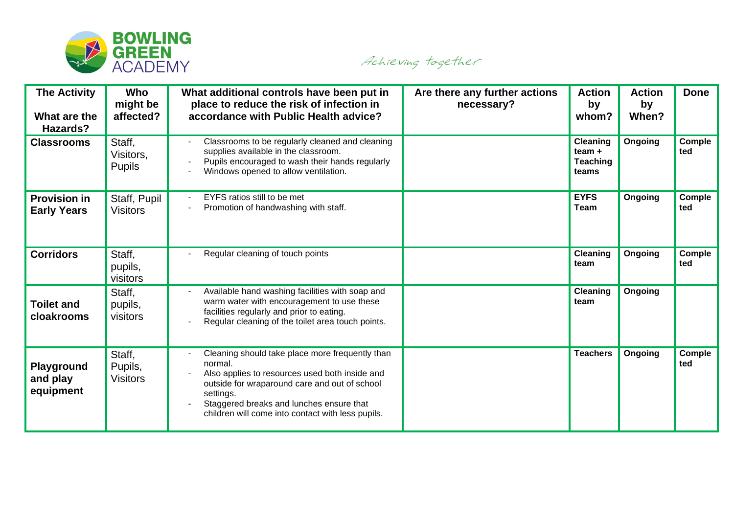| The Activity<br><br>What are the Hazards? | Who might be affected? | What additional controls have been put in place to reduce the risk of infection in accordance with Public Health advice? | Are there any further actions necessary? | Action by whom? | Action by When? | Done |
|---|---|---|---|---|---|---|
| **Classrooms** | Staff, Visitors, Pupils | - Classrooms to be regularly cleaned and cleaning supplies available in the classroom.<br>- Pupils encouraged to wash their hands regularly<br>- Windows opened to allow ventilation. | | **Cleaning team + Teaching teams** | **Ongoing** | **Completed** |
| **Provision in Early Years** | Staff, Pupil Visitors | - EYFS ratios still to be met<br>- Promotion of handwashing with staff. | | **EYFS Team** | **Ongoing** | **Completed** |
| **Corridors** | Staff, pupils, visitors | - Regular cleaning of touch points | | **Cleaning team** | **Ongoing** | **Completed** |
| **Toilet and cloakrooms** | Staff, pupils, visitors | - Available hand washing facilities with soap and warm water with encouragement to use these facilities regularly and prior to eating.<br>- Regular cleaning of the toilet area touch points. | | **Cleaning team** | **Ongoing** | |
| **Playground and play equipment** | Staff, Pupils, Visitors | - Cleaning should take place more frequently than normal.<br>- Also applies to resources used both inside and outside for wraparound care and out of school settings.<br>- Staggered breaks and lunches ensure that children will come into contact with less pupils. | | **Teachers** | **Ongoing** | **Completed** |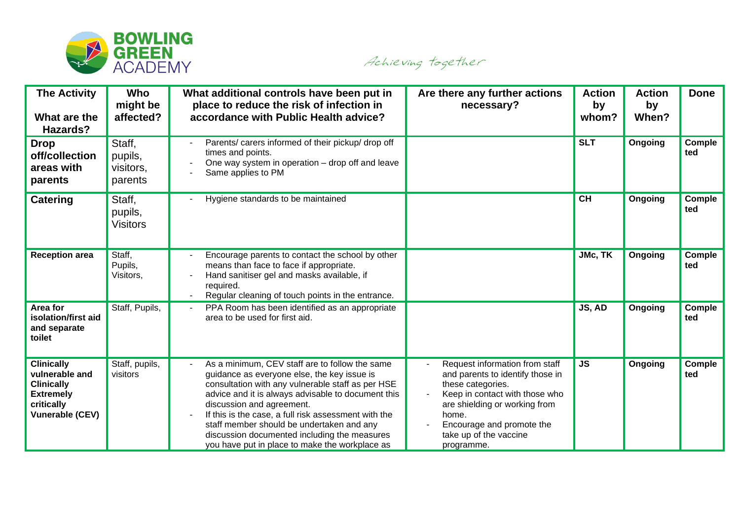| The Activity<br><br>What are the Hazards? | Who might be affected? | What additional controls have been put in place to reduce the risk of infection in accordance with Public Health advice? | Are there any further actions necessary? | Action by whom? | Action by When? | Done |
|---|---|---|---|---|---|---|
| **Drop off/collection areas with parents** | Staff, pupils, visitors, parents | - Parents/ carers informed of their pickup/ drop off times and points.<br>- One way system in operation – drop off and leave<br>- Same applies to PM | | **SLT** | **Ongoing** | **Completed** |
| **Catering** | Staff, pupils, Visitors | - Hygiene standards to be maintained | | **CH** | **Ongoing** | **Completed** |
| **Reception area** | Staff, Pupils, Visitors, | - Encourage parents to contact the school by other means than face to face if appropriate.<br>- Hand sanitiser gel and masks available, if required.<br>- Regular cleaning of touch points in the entrance. | | **JMc, TK** | **Ongoing** | **Completed** |
| **Area for isolation/first aid and separate toilet** | Staff, Pupils, | - PPA Room has been identified as an appropriate area to be used for first aid. | | **JS, AD** | **Ongoing** | **Completed** |
| **Clinically vulnerable and Clinically Extremely critically Vunerable (CEV)** | Staff, pupils, visitors | - As a minimum, CEV staff are to follow the same guidance as everyone else, the key issue is consultation with any vulnerable staff as per HSE advice and it is always advisable to document this discussion and agreement.<br>- If this is the case, a full risk assessment with the staff member should be undertaken and any discussion documented including the measures you have put in place to make the workplace as | - Request information from staff and parents to identify those in these categories.<br>- Keep in contact with those who are shielding or working from home.<br>- Encourage and promote the take up of the vaccine programme. | **JS** | **Ongoing** | **Completed** |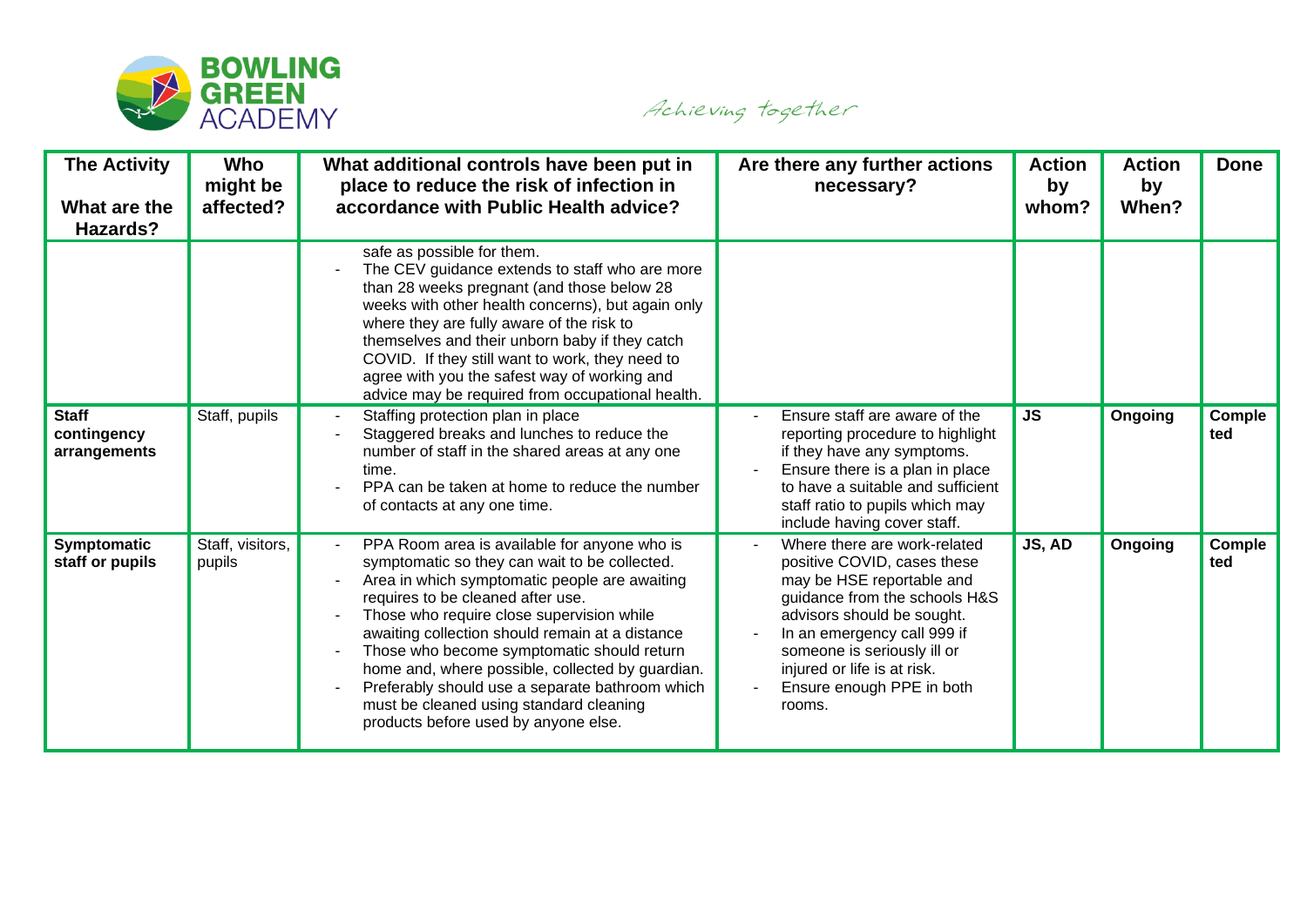| The Activity<br><br>What are the Hazards? | Who might be affected? | What additional controls have been put in place to reduce the risk of infection in accordance with Public Health advice? | Are there any further actions necessary? | Action by whom? | Action by When? | Done |
|---|---|---|---|---|---|---|
| | | safe as possible for them.<br>- The CEV guidance extends to staff who are more than 28 weeks pregnant (and those below 28 weeks with other health concerns), but again only where they are fully aware of the risk to themselves and their unborn baby if they catch COVID. If they still want to work, they need to agree with you the safest way of working and advice may be required from occupational health. | | | | |
| **Staff contingency arrangements** | Staff, pupils | - Staffing protection plan in place<br>- Staggered breaks and lunches to reduce the number of staff in the shared areas at any one time.<br>- PPA can be taken at home to reduce the number of contacts at any one time. | - Ensure staff are aware of the reporting procedure to highlight if they have any symptoms.<br>- Ensure there is a plan in place to have a suitable and sufficient staff ratio to pupils which may include having cover staff. | **JS** | **Ongoing** | **Completed** |
| **Symptomatic staff or pupils** | Staff, visitors, pupils | - PPA Room area is available for anyone who is symptomatic so they can wait to be collected.<br>- Area in which symptomatic people are awaiting requires to be cleaned after use.<br>- Those who require close supervision while awaiting collection should remain at a distance<br>- Those who become symptomatic should return home and, where possible, collected by guardian.<br>- Preferably should use a separate bathroom which must be cleaned using standard cleaning products before used by anyone else. | - Where there are work-related positive COVID, cases these may be HSE reportable and guidance from the schools H&S advisors should be sought.<br>- In an emergency call 999 if someone is seriously ill or injured or life is at risk.<br>- Ensure enough PPE in both rooms. | **JS, AD** | **Ongoing** | **Completed** |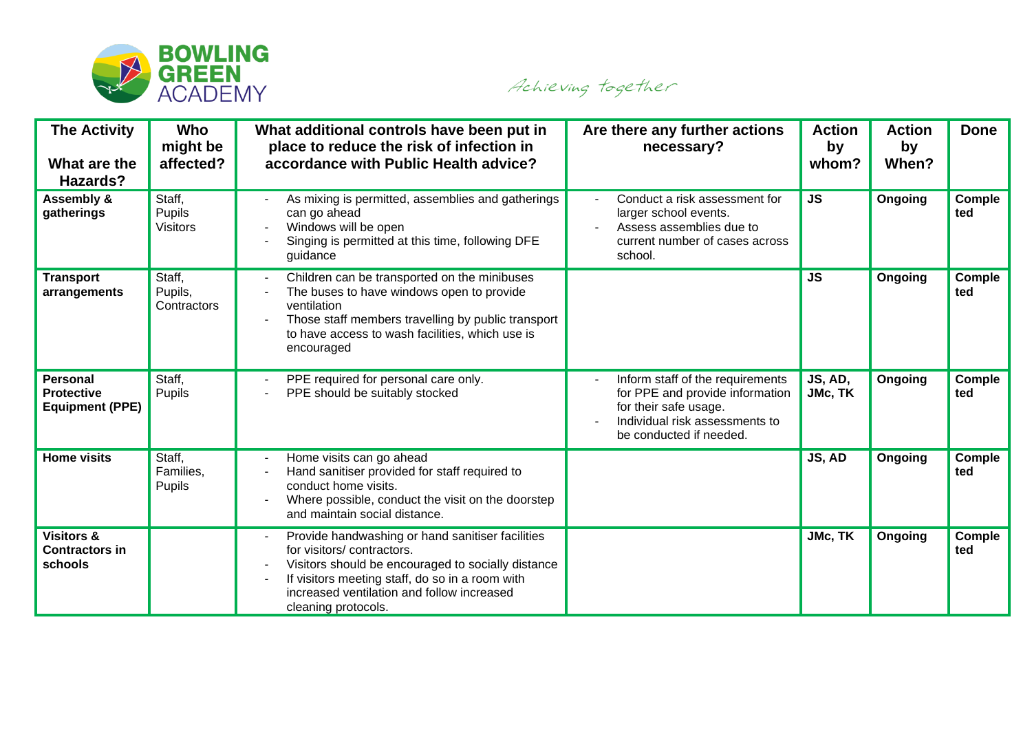| The Activity<br><br>What are the Hazards? | Who might be affected? | What additional controls have been put in place to reduce the risk of infection in accordance with Public Health advice? | Are there any further actions necessary? | Action by whom? | Action by When? | Done |
|---|---|---|---|---|---|---|
| **Assembly & gatherings** | Staff, Pupils Visitors | - As mixing is permitted, assemblies and gatherings can go ahead<br>- Windows will be open<br>- Singing is permitted at this time, following DFE guidance | - Conduct a risk assessment for larger school events.<br>- Assess assemblies due to current number of cases across school. | **JS** | **Ongoing** | **Completed** |
| **Transport arrangements** | Staff, Pupils, Contractors | - Children can be transported on the minibuses<br>- The buses to have windows open to provide ventilation<br>- Those staff members travelling by public transport to have access to wash facilities, which use is encouraged | | **JS** | **Ongoing** | **Completed** |
| **Personal Protective Equipment (PPE)** | Staff, Pupils | - PPE required for personal care only.<br>- PPE should be suitably stocked | - Inform staff of the requirements for PPE and provide information for their safe usage.<br>- Individual risk assessments to be conducted if needed. | **JS, AD, JMc, TK** | **Ongoing** | **Completed** |
| **Home visits** | Staff, Families, Pupils | - Home visits can go ahead<br>- Hand sanitiser provided for staff required to conduct home visits.<br>- Where possible, conduct the visit on the doorstep and maintain social distance. | | **JS, AD** | **Ongoing** | **Completed** |
| **Visitors & Contractors in schools** | | - Provide handwashing or hand sanitiser facilities for visitors/ contractors.<br>- Visitors should be encouraged to socially distance<br>- If visitors meeting staff, do so in a room with increased ventilation and follow increased cleaning protocols. | | **JMc, TK** | **Ongoing** | **Completed** |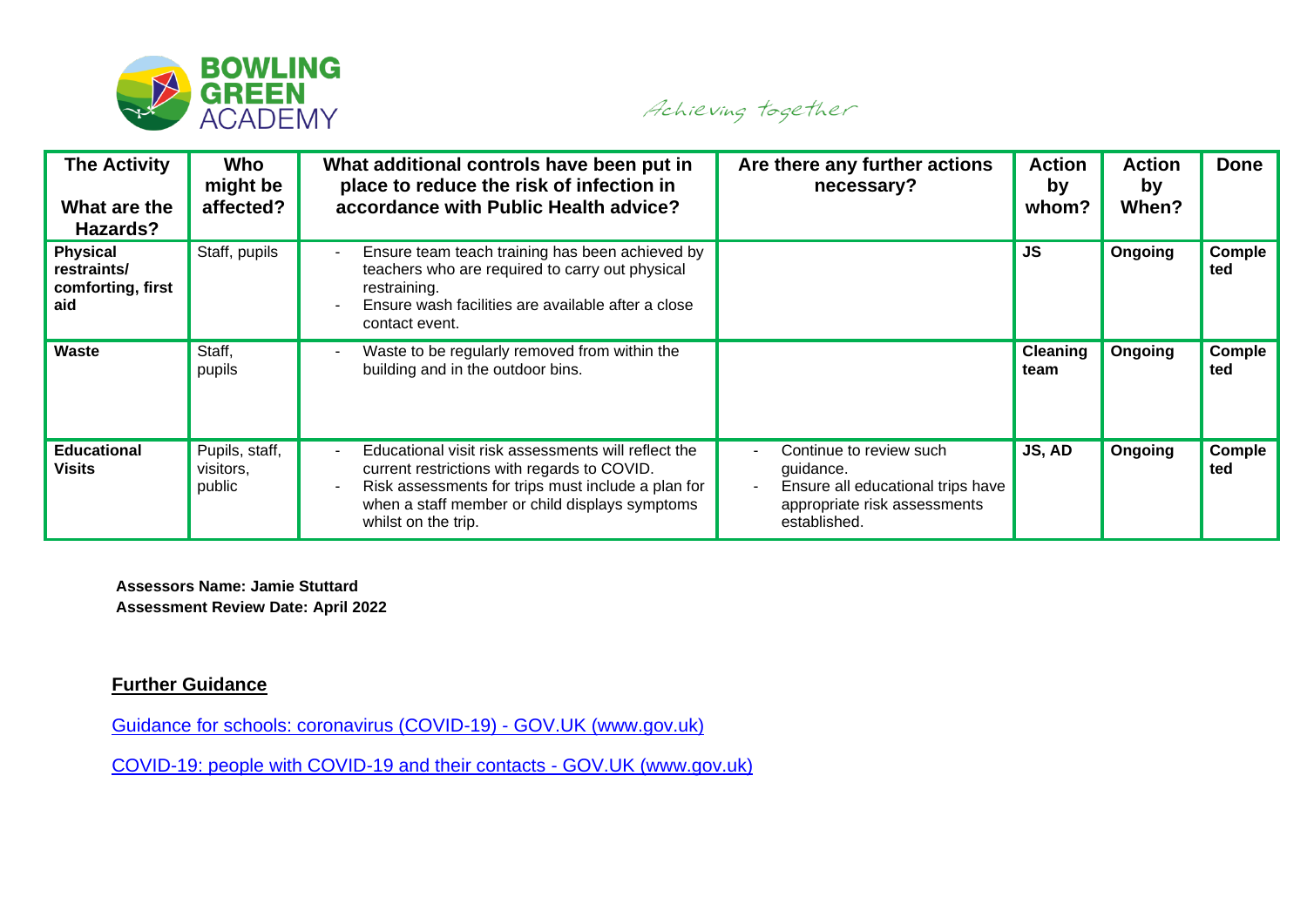| The Activity<br><br>What are the Hazards? | Who might be affected? | What additional controls have been put in place to reduce the risk of infection in accordance with Public Health advice? | Are there any further actions necessary? | Action by whom? | Action by When? | Done |
|---|---|---|---|---|---|---|
| **Physical restraints/ comforting, first aid** | Staff, pupils | - Ensure team teach training has been achieved by teachers who are required to carry out physical restraining.<br>- Ensure wash facilities are available after a close contact event. | | **JS** | **Ongoing** | **Completed** |
| **Waste** | Staff, pupils | - Waste to be regularly removed from within the building and in the outdoor bins. | | **Cleaning team** | **Ongoing** | **Completed** |
| **Educational Visits** | Pupils, staff, visitors, public | - Educational visit risk assessments will reflect the current restrictions with regards to COVID.<br>- Risk assessments for trips must include a plan for when a staff member or child displays symptoms whilst on the trip. | - Continue to review such guidance.<br>- Ensure all educational trips have appropriate risk assessments established. | **JS, AD** | **Ongoing** | **Completed** |

**Assessors Name: Jamie Stuttard**
**Assessment Review Date: April 2022**

**Further Guidance**

Guidance for schools: coronavirus (COVID-19) - GOV.UK (www.gov.uk)

COVID-19: people with COVID-19 and their contacts - GOV.UK (www.gov.uk)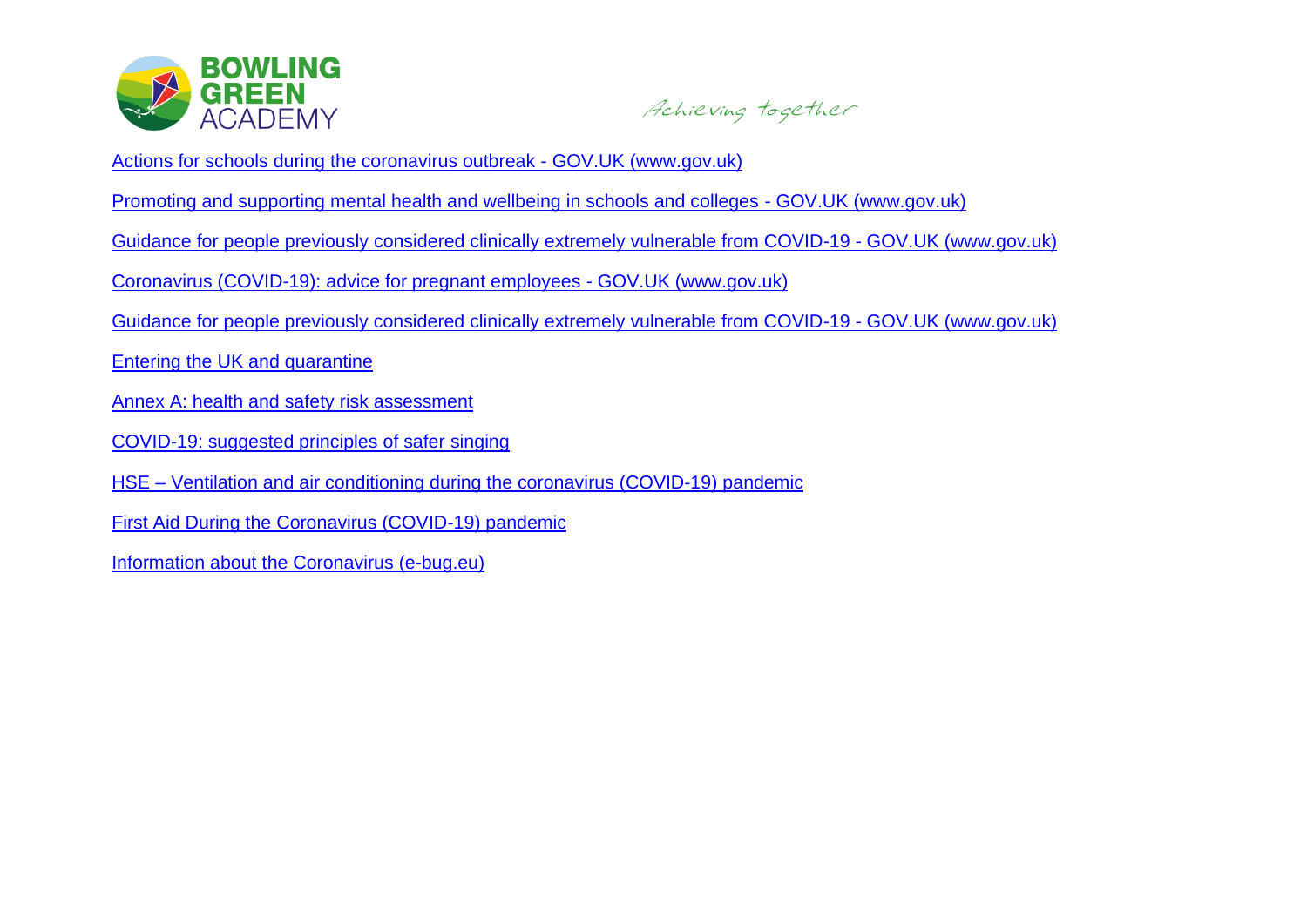Actions for schools during the coronavirus outbreak - GOV.UK (www.gov.uk)

Promoting and supporting mental health and wellbeing in schools and colleges - GOV.UK (www.gov.uk)

Guidance for people previously considered clinically extremely vulnerable from COVID-19 - GOV.UK (www.gov.uk)

Coronavirus (COVID-19): advice for pregnant employees - GOV.UK (www.gov.uk)

Guidance for people previously considered clinically extremely vulnerable from COVID-19 - GOV.UK (www.gov.uk)

Entering the UK and quarantine

Annex A: health and safety risk assessment

COVID-19: suggested principles of safer singing

HSE – Ventilation and air conditioning during the coronavirus (COVID-19) pandemic

First Aid During the Coronavirus (COVID-19) pandemic

Information about the Coronavirus (e-bug.eu)